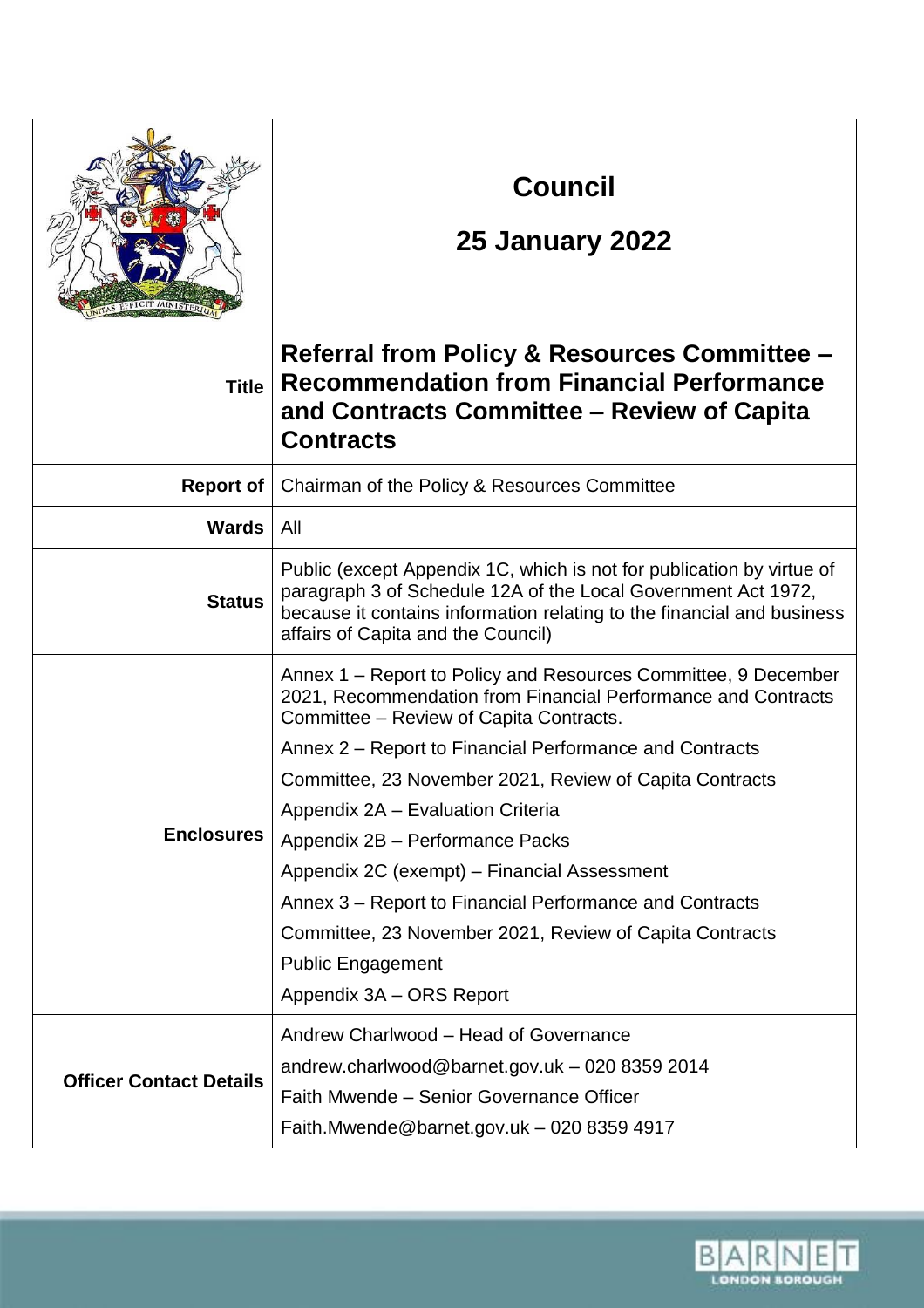# Council

## 25 January 2022

| | |
|---|---|
| **Title** | **Referral from Policy & Resources Committee – Recommendation from Financial Performance and Contracts Committee – Review of Capita Contracts** |
| **Report of** | Chairman of the Policy & Resources Committee |
| **Wards** | All |
| **Status** | Public (except Appendix 1C, which is not for publication by virtue of paragraph 3 of Schedule 12A of the Local Government Act 1972, because it contains information relating to the financial and business affairs of Capita and the Council) |
| **Enclosures** | Annex 1 – Report to Policy and Resources Committee, 9 December 2021, Recommendation from Financial Performance and Contracts Committee – Review of Capita Contracts.<br>Annex 2 – Report to Financial Performance and Contracts<br>Committee, 23 November 2021, Review of Capita Contracts<br>Appendix 2A – Evaluation Criteria<br>Appendix 2B – Performance Packs<br>Appendix 2C (exempt) – Financial Assessment<br>Annex 3 – Report to Financial Performance and Contracts<br>Committee, 23 November 2021, Review of Capita Contracts<br>Public Engagement<br>Appendix 3A – ORS Report |
| **Officer Contact Details** | Andrew Charlwood – Head of Governance<br>andrew.charlwood@barnet.gov.uk – 020 8359 2014<br>Faith Mwende – Senior Governance Officer<br>Faith.Mwende@barnet.gov.uk – 020 8359 4917 |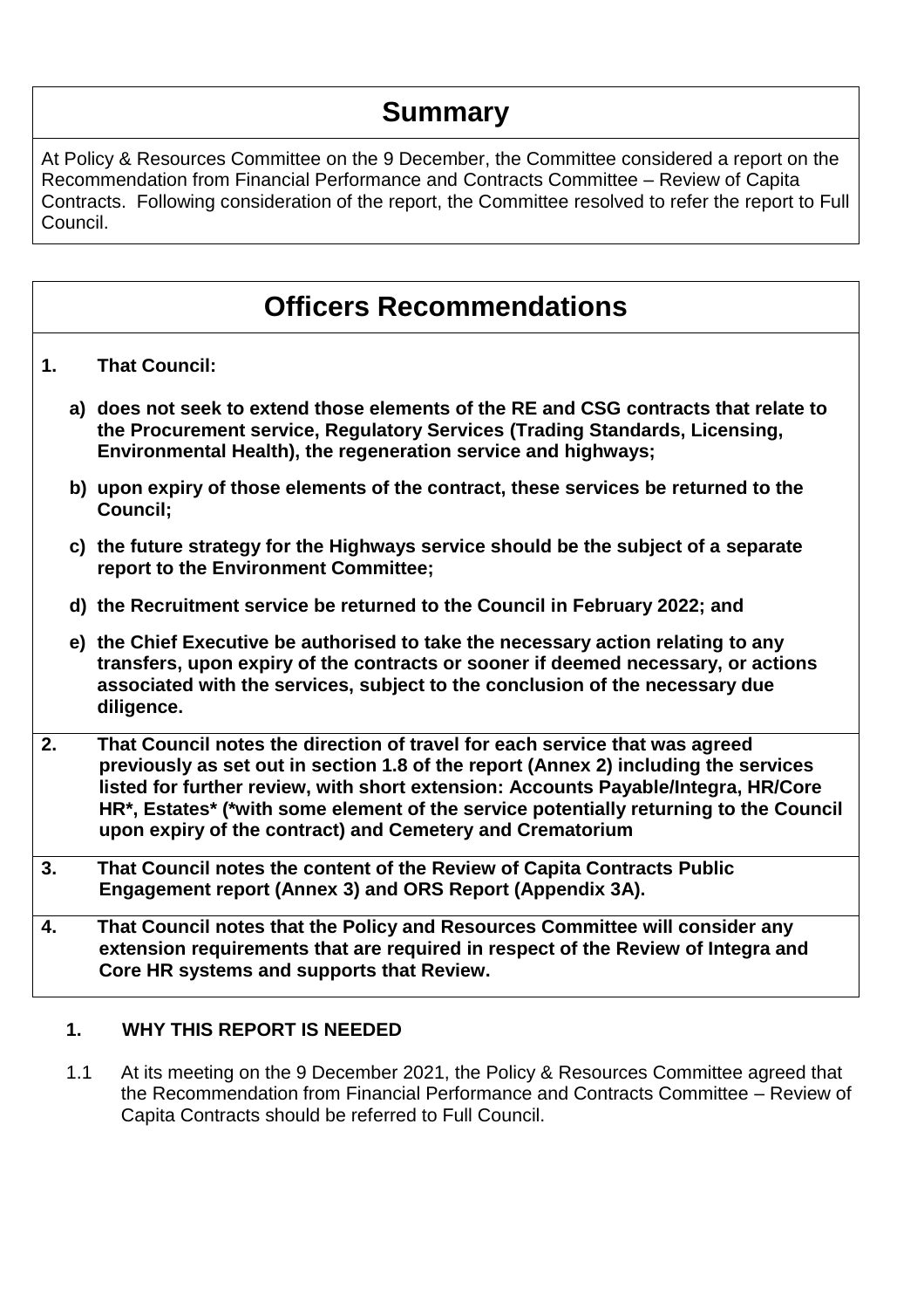## Summary

At Policy & Resources Committee on the 9 December, the Committee considered a report on the Recommendation from Financial Performance and Contracts Committee – Review of Capita Contracts. Following consideration of the report, the Committee resolved to refer the report to Full Council.

## Officers Recommendations

**1. That Council:**

**a) does not seek to extend those elements of the RE and CSG contracts that relate to the Procurement service, Regulatory Services (Trading Standards, Licensing, Environmental Health), the regeneration service and highways;**

**b) upon expiry of those elements of the contract, these services be returned to the Council;**

**c) the future strategy for the Highways service should be the subject of a separate report to the Environment Committee;**

**d) the Recruitment service be returned to the Council in February 2022; and**

**e) the Chief Executive be authorised to take the necessary action relating to any transfers, upon expiry of the contracts or sooner if deemed necessary, or actions associated with the services, subject to the conclusion of the necessary due diligence.**

**2. That Council notes the direction of travel for each service that was agreed previously as set out in section 1.8 of the report (Annex 2) including the services listed for further review, with short extension: Accounts Payable/Integra, HR/Core HR*, Estates* (*with some element of the service potentially returning to the Council upon expiry of the contract) and Cemetery and Crematorium**

**3. That Council notes the content of the Review of Capita Contracts Public Engagement report (Annex 3) and ORS Report (Appendix 3A).**

**4. That Council notes that the Policy and Resources Committee will consider any extension requirements that are required in respect of the Review of Integra and Core HR systems and supports that Review.**

### 1. WHY THIS REPORT IS NEEDED

1.1 At its meeting on the 9 December 2021, the Policy & Resources Committee agreed that the Recommendation from Financial Performance and Contracts Committee – Review of Capita Contracts should be referred to Full Council.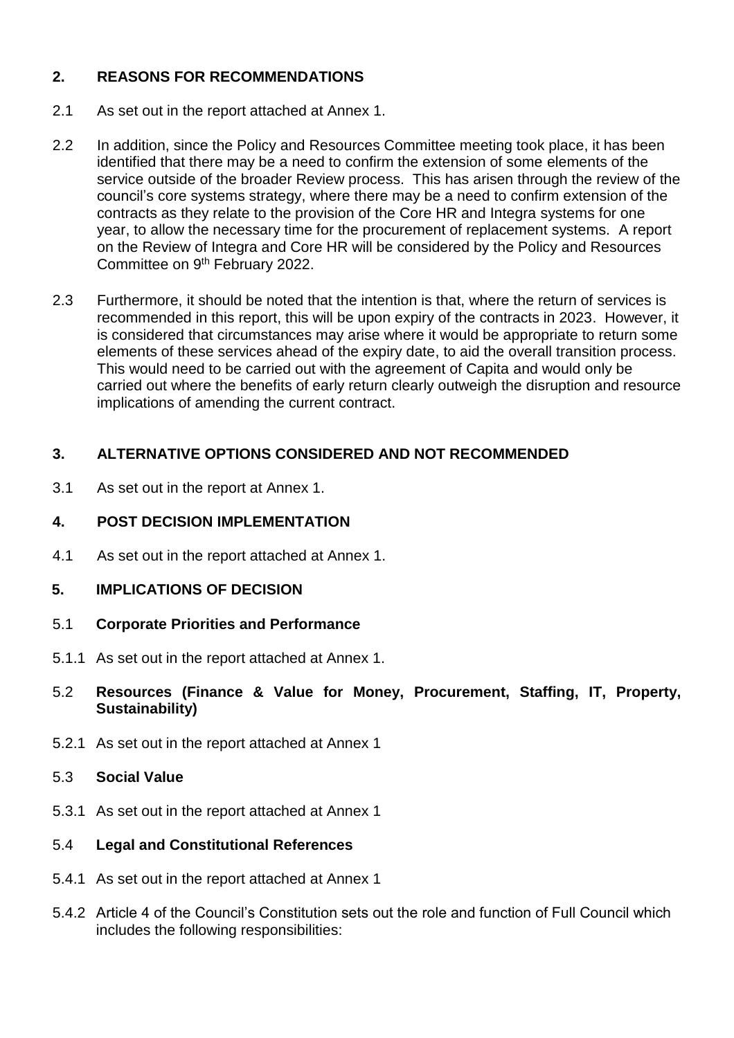## 2. REASONS FOR RECOMMENDATIONS

2.1 As set out in the report attached at Annex 1.

2.2 In addition, since the Policy and Resources Committee meeting took place, it has been identified that there may be a need to confirm the extension of some elements of the service outside of the broader Review process. This has arisen through the review of the council's core systems strategy, where there may be a need to confirm extension of the contracts as they relate to the provision of the Core HR and Integra systems for one year, to allow the necessary time for the procurement of replacement systems. A report on the Review of Integra and Core HR will be considered by the Policy and Resources Committee on 9th February 2022.

2.3 Furthermore, it should be noted that the intention is that, where the return of services is recommended in this report, this will be upon expiry of the contracts in 2023. However, it is considered that circumstances may arise where it would be appropriate to return some elements of these services ahead of the expiry date, to aid the overall transition process. This would need to be carried out with the agreement of Capita and would only be carried out where the benefits of early return clearly outweigh the disruption and resource implications of amending the current contract.

## 3. ALTERNATIVE OPTIONS CONSIDERED AND NOT RECOMMENDED

3.1 As set out in the report at Annex 1.

## 4. POST DECISION IMPLEMENTATION

4.1 As set out in the report attached at Annex 1.

## 5. IMPLICATIONS OF DECISION

### 5.1 Corporate Priorities and Performance

5.1.1 As set out in the report attached at Annex 1.

### 5.2 Resources (Finance & Value for Money, Procurement, Staffing, IT, Property, Sustainability)

5.2.1 As set out in the report attached at Annex 1

### 5.3 Social Value

5.3.1 As set out in the report attached at Annex 1

### 5.4 Legal and Constitutional References

5.4.1 As set out in the report attached at Annex 1

5.4.2 Article 4 of the Council's Constitution sets out the role and function of Full Council which includes the following responsibilities: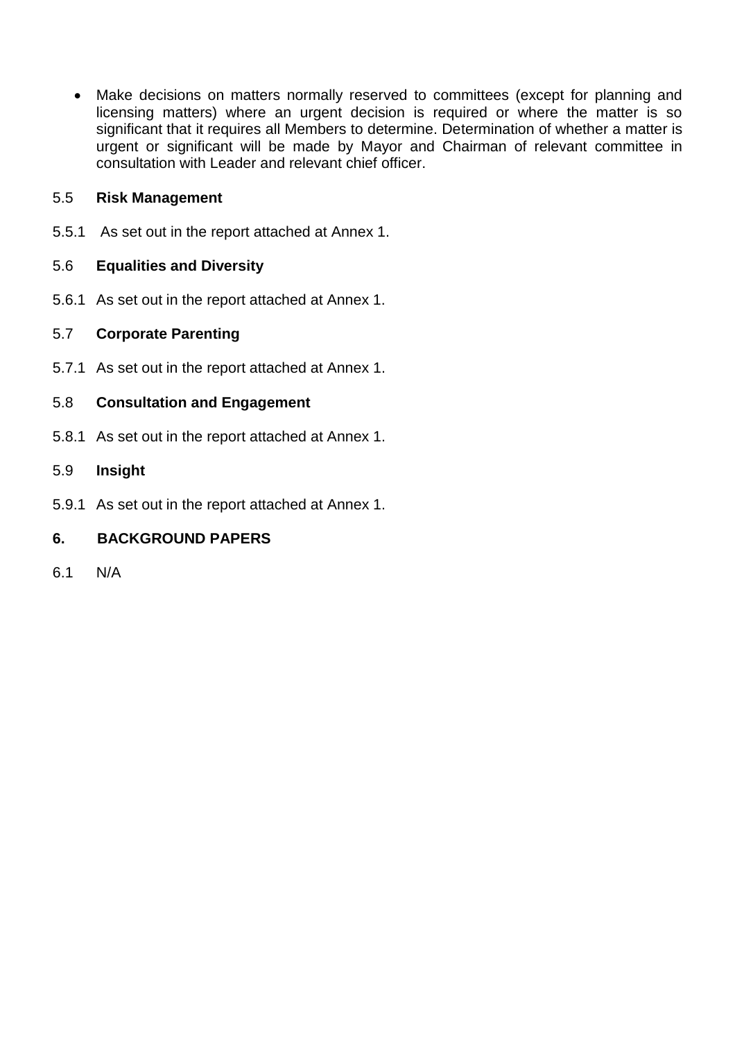- Make decisions on matters normally reserved to committees (except for planning and licensing matters) where an urgent decision is required or where the matter is so significant that it requires all Members to determine. Determination of whether a matter is urgent or significant will be made by Mayor and Chairman of relevant committee in consultation with Leader and relevant chief officer.

### 5.5 Risk Management

5.5.1 As set out in the report attached at Annex 1.

### 5.6 Equalities and Diversity

5.6.1 As set out in the report attached at Annex 1.

### 5.7 Corporate Parenting

5.7.1 As set out in the report attached at Annex 1.

### 5.8 Consultation and Engagement

5.8.1 As set out in the report attached at Annex 1.

### 5.9 Insight

5.9.1 As set out in the report attached at Annex 1.

## 6. BACKGROUND PAPERS

6.1 N/A